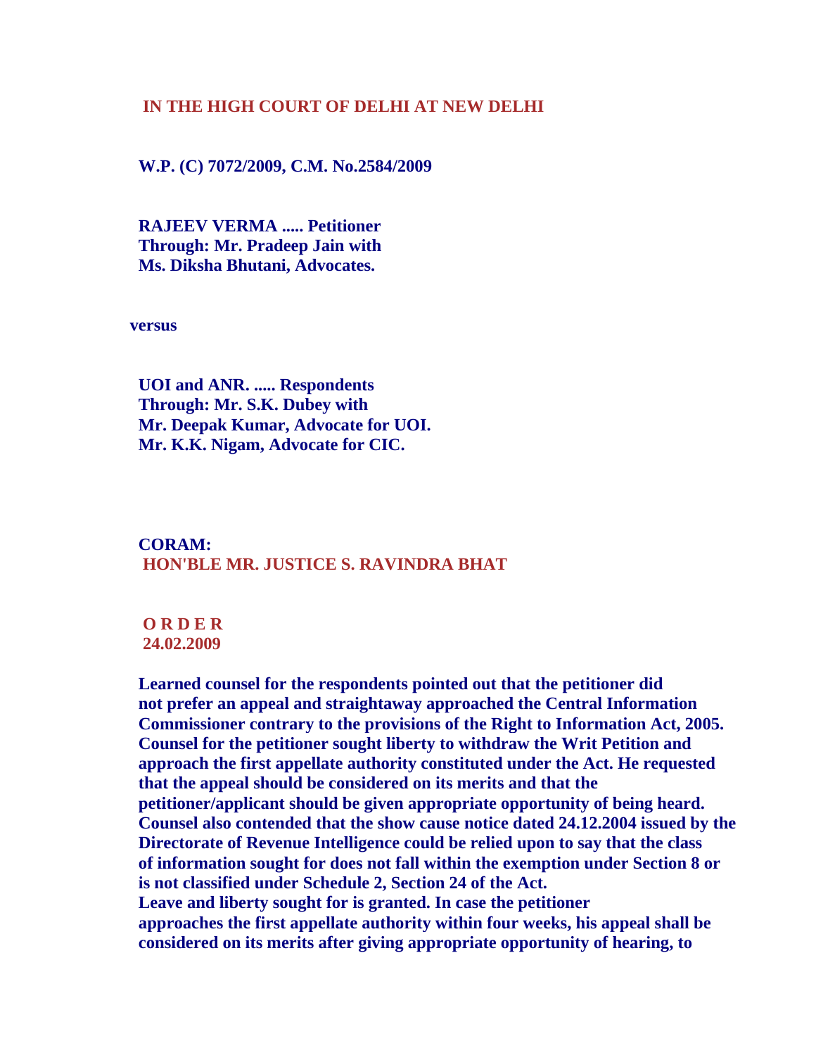**IN THE HIGH COURT OF DELHI AT NEW DELHI**

**W.P. (C) 7072/2009, C.M. No.2584/2009**

**RAJEEV VERMA ..... Petitioner**
**Through: Mr. Pradeep Jain with**
**Ms. Diksha Bhutani, Advocates.**

**versus**

**UOI and ANR. ..... Respondents**
**Through: Mr. S.K. Dubey with**
**Mr. Deepak Kumar, Advocate for UOI.**
**Mr. K.K. Nigam, Advocate for CIC.**

**CORAM:**
**HON'BLE MR. JUSTICE S. RAVINDRA BHAT**

**O R D E R**
**24.02.2009**

**Learned counsel for the respondents pointed out that the petitioner did not prefer an appeal and straightaway approached the Central Information Commissioner contrary to the provisions of the Right to Information Act, 2005. Counsel for the petitioner sought liberty to withdraw the Writ Petition and approach the first appellate authority constituted under the Act. He requested that the appeal should be considered on its merits and that the petitioner/applicant should be given appropriate opportunity of being heard. Counsel also contended that the show cause notice dated 24.12.2004 issued by the Directorate of Revenue Intelligence could be relied upon to say that the class of information sought for does not fall within the exemption under Section 8 or is not classified under Schedule 2, Section 24 of the Act.**

**Leave and liberty sought for is granted. In case the petitioner approaches the first appellate authority within four weeks, his appeal shall be considered on its merits after giving appropriate opportunity of hearing, to**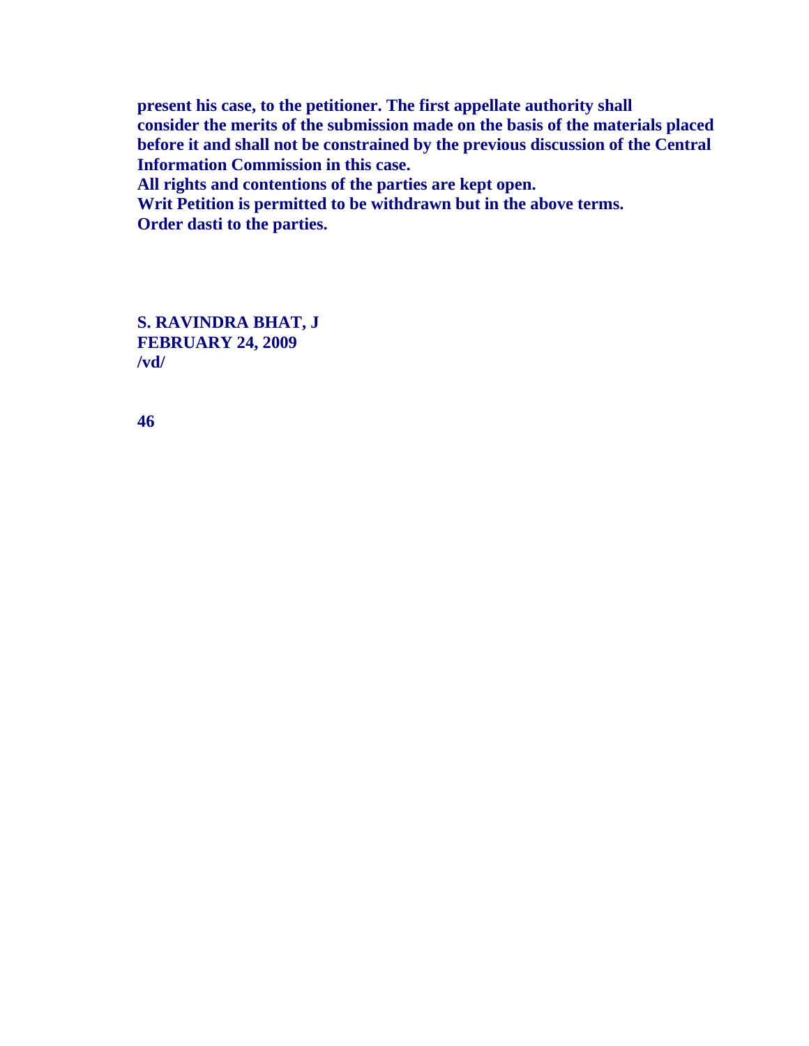**present his case, to the petitioner. The first appellate authority shall consider the merits of the submission made on the basis of the materials placed before it and shall not be constrained by the previous discussion of the Central Information Commission in this case.**

**All rights and contentions of the parties are kept open.**

**Writ Petition is permitted to be withdrawn but in the above terms.**

**Order dasti to the parties.**

**S. RAVINDRA BHAT, J**
**FEBRUARY 24, 2009**
**/vd/**

**46**